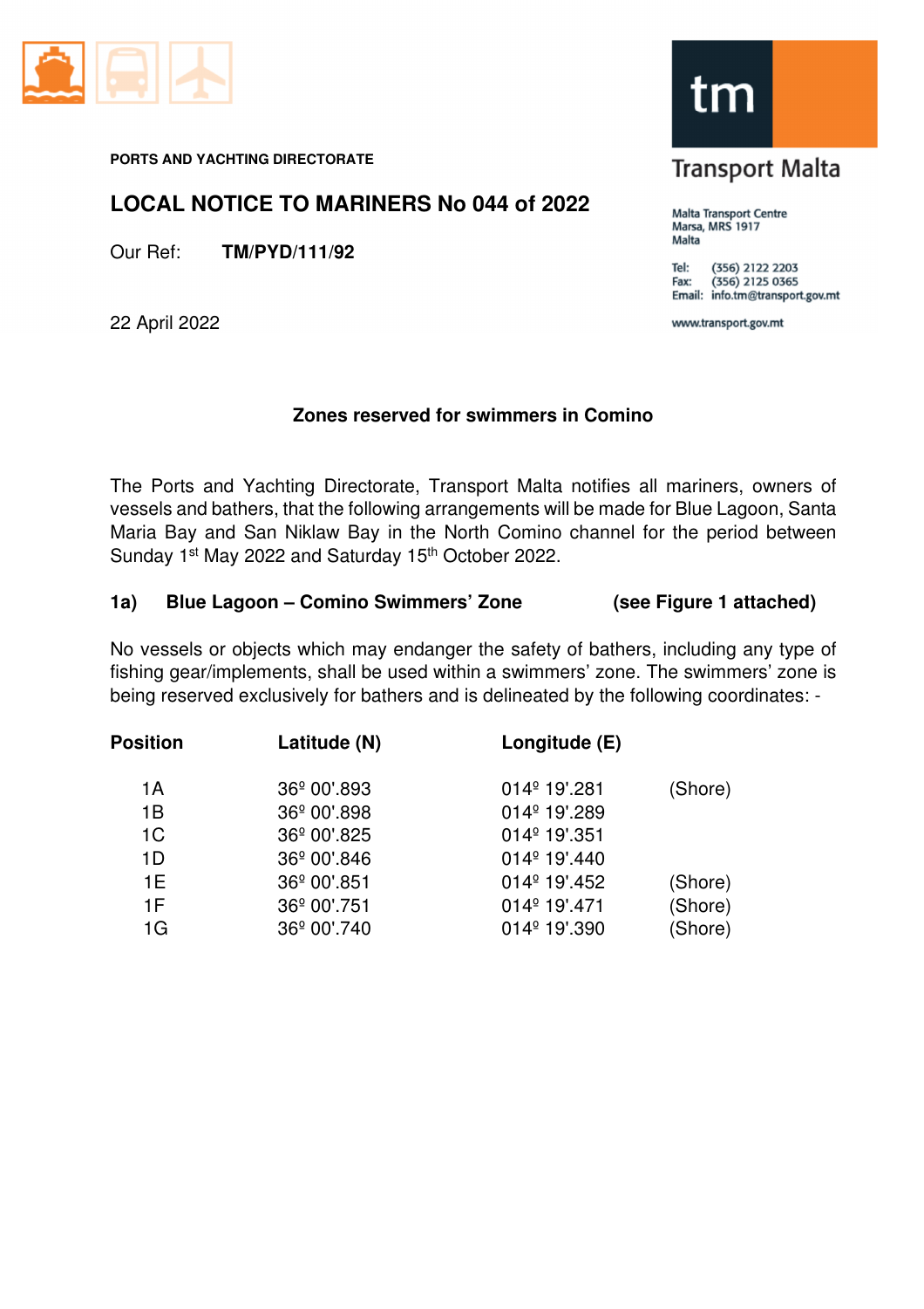PORTS AND YACHTING DIRECTORATE

# LOCAL NOTICE TO MARINERS No 044 of 2022

Our Ref: **TM/PYD/111/92**

22 April 2022

Transport Malta

Malta Transport Centre
Marsa, MRS 1917
Malta

Tel: (356) 2122 2203
Fax: (356) 2125 0365
Email: info.tm@transport.gov.mt

www.transport.gov.mt

## Zones reserved for swimmers in Comino

The Ports and Yachting Directorate, Transport Malta notifies all mariners, owners of vessels and bathers, that the following arrangements will be made for Blue Lagoon, Santa Maria Bay and San Niklaw Bay in the North Comino channel for the period between Sunday 1st May 2022 and Saturday 15th October 2022.

### 1a) Blue Lagoon – Comino Swimmers' Zone (see Figure 1 attached)

No vessels or objects which may endanger the safety of bathers, including any type of fishing gear/implements, shall be used within a swimmers' zone. The swimmers' zone is being reserved exclusively for bathers and is delineated by the following coordinates: -

| Position | Latitude (N) | Longitude (E) | |
|---|---|---|---|
| 1A | 36º 00'.893 | 014º 19'.281 | (Shore) |
| 1B | 36º 00'.898 | 014º 19'.289 | |
| 1C | 36º 00'.825 | 014º 19'.351 | |
| 1D | 36º 00'.846 | 014º 19'.440 | |
| 1E | 36º 00'.851 | 014º 19'.452 | (Shore) |
| 1F | 36º 00'.751 | 014º 19'.471 | (Shore) |
| 1G | 36º 00'.740 | 014º 19'.390 | (Shore) |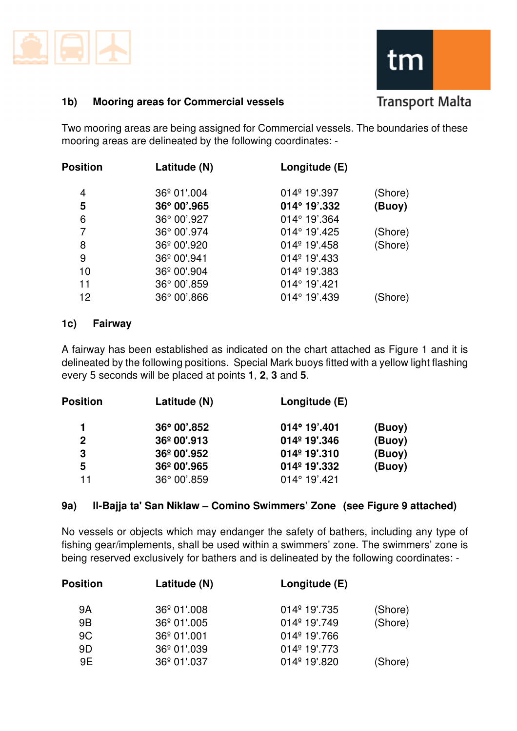### 1b) Mooring areas for Commercial vessels

Two mooring areas are being assigned for Commercial vessels. The boundaries of these mooring areas are delineated by the following coordinates: -

| Position | Latitude (N) | Longitude (E) | |
|---|---|---|---|
| 4 | 36º 01'.004 | 014º 19'.397 | (Shore) |
| **5** | **36° 00'.965** | **014° 19'.332** | **(Buoy)** |
| 6 | 36° 00'.927 | 014° 19'.364 | |
| 7 | 36° 00'.974 | 014° 19'.425 | (Shore) |
| 8 | 36º 00'.920 | 014º 19'.458 | (Shore) |
| 9 | 36º 00'.941 | 014º 19'.433 | |
| 10 | 36º 00'.904 | 014º 19'.383 | |
| 11 | 36° 00'.859 | 014° 19'.421 | |
| 12 | 36° 00'.866 | 014° 19'.439 | (Shore) |

### 1c) Fairway

A fairway has been established as indicated on the chart attached as Figure 1 and it is delineated by the following positions. Special Mark buoys fitted with a yellow light flashing every 5 seconds will be placed at points **1**, **2**, **3** and **5**.

| Position | Latitude (N) | Longitude (E) | |
|---|---|---|---|
| **1** | **36° 00'.852** | **014° 19'.401** | **(Buoy)** |
| **2** | **36º 00'.913** | **014º 19'.346** | **(Buoy)** |
| **3** | **36º 00'.952** | **014º 19'.310** | **(Buoy)** |
| **5** | **36º 00'.965** | **014º 19'.332** | **(Buoy)** |
| 11 | 36° 00'.859 | 014° 19'.421 | |

### 9a) Il-Bajja ta' San Niklaw – Comino Swimmers' Zone (see Figure 9 attached)

No vessels or objects which may endanger the safety of bathers, including any type of fishing gear/implements, shall be used within a swimmers' zone. The swimmers' zone is being reserved exclusively for bathers and is delineated by the following coordinates: -

| Position | Latitude (N) | Longitude (E) | |
|---|---|---|---|
| 9A | 36º 01'.008 | 014º 19'.735 | (Shore) |
| 9B | 36º 01'.005 | 014º 19'.749 | (Shore) |
| 9C | 36º 01'.001 | 014º 19'.766 | |
| 9D | 36º 01'.039 | 014º 19'.773 | |
| 9E | 36º 01'.037 | 014º 19'.820 | (Shore) |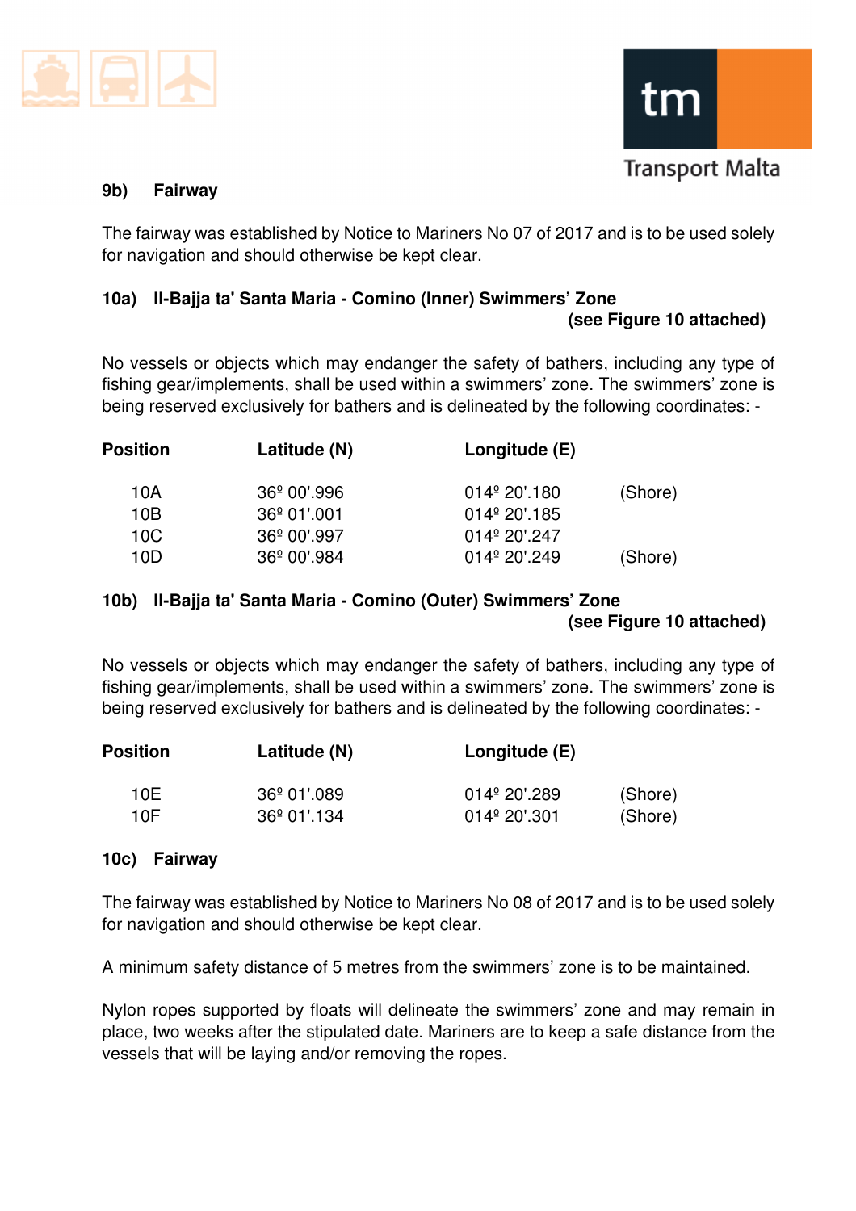### 9b) Fairway

The fairway was established by Notice to Mariners No 07 of 2017 and is to be used solely for navigation and should otherwise be kept clear.

### 10a) Il-Bajja ta' Santa Maria - Comino (Inner) Swimmers' Zone

**(see Figure 10 attached)**

No vessels or objects which may endanger the safety of bathers, including any type of fishing gear/implements, shall be used within a swimmers' zone. The swimmers' zone is being reserved exclusively for bathers and is delineated by the following coordinates: -

| Position | Latitude (N) | Longitude (E) | |
|---|---|---|---|
| 10A | 36º 00'.996 | 014º 20'.180 | (Shore) |
| 10B | 36º 01'.001 | 014º 20'.185 | |
| 10C | 36º 00'.997 | 014º 20'.247 | |
| 10D | 36º 00'.984 | 014º 20'.249 | (Shore) |

### 10b) Il-Bajja ta' Santa Maria - Comino (Outer) Swimmers' Zone

**(see Figure 10 attached)**

No vessels or objects which may endanger the safety of bathers, including any type of fishing gear/implements, shall be used within a swimmers' zone. The swimmers' zone is being reserved exclusively for bathers and is delineated by the following coordinates: -

| Position | Latitude (N) | Longitude (E) | |
|---|---|---|---|
| 10E | 36º 01'.089 | 014º 20'.289 | (Shore) |
| 10F | 36º 01'.134 | 014º 20'.301 | (Shore) |

### 10c) Fairway

The fairway was established by Notice to Mariners No 08 of 2017 and is to be used solely for navigation and should otherwise be kept clear.

A minimum safety distance of 5 metres from the swimmers' zone is to be maintained.

Nylon ropes supported by floats will delineate the swimmers' zone and may remain in place, two weeks after the stipulated date. Mariners are to keep a safe distance from the vessels that will be laying and/or removing the ropes.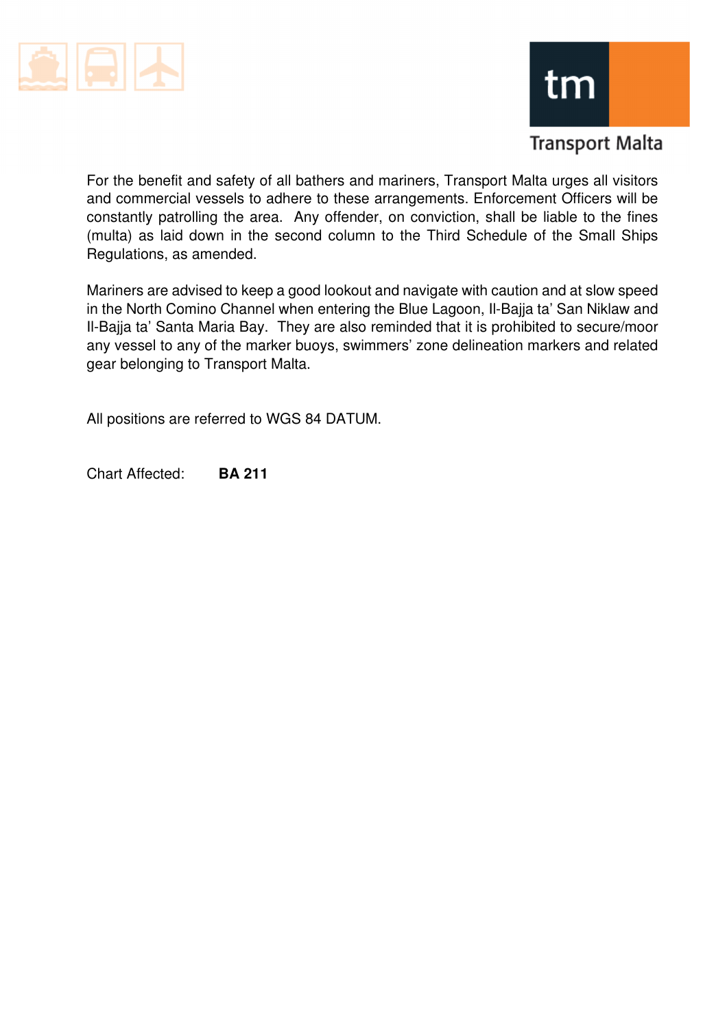For the benefit and safety of all bathers and mariners, Transport Malta urges all visitors and commercial vessels to adhere to these arrangements. Enforcement Officers will be constantly patrolling the area. Any offender, on conviction, shall be liable to the fines (multa) as laid down in the second column to the Third Schedule of the Small Ships Regulations, as amended.

Mariners are advised to keep a good lookout and navigate with caution and at slow speed in the North Comino Channel when entering the Blue Lagoon, Il-Bajja ta' San Niklaw and Il-Bajja ta' Santa Maria Bay. They are also reminded that it is prohibited to secure/moor any vessel to any of the marker buoys, swimmers' zone delineation markers and related gear belonging to Transport Malta.

All positions are referred to WGS 84 DATUM.

Chart Affected: **BA 211**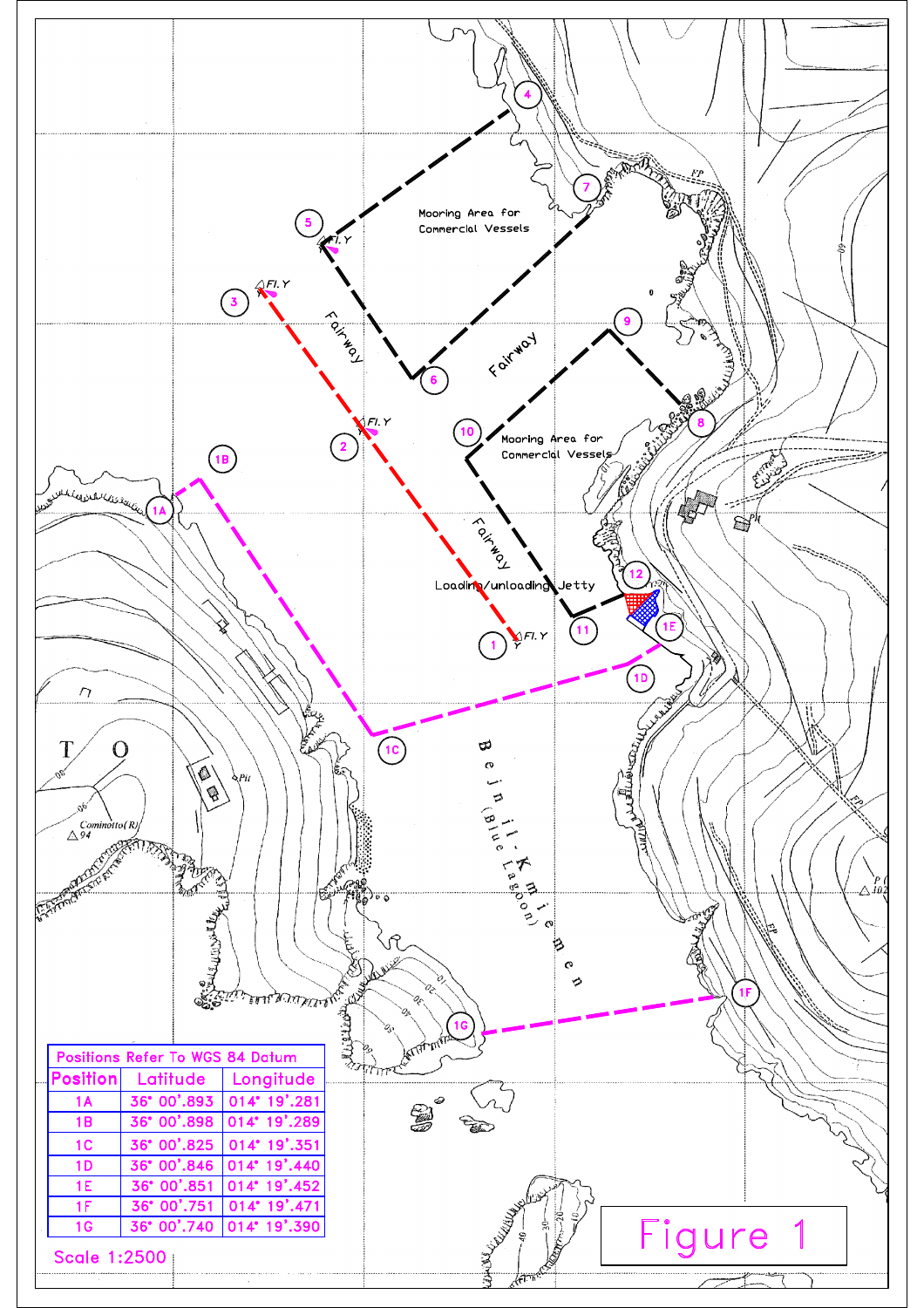| Position | Latitude | Longitude |
|---|---|---|
| 1A | 36° 00'.893 | 014° 19'.281 |
| 1B | 36° 00'.898 | 014° 19'.289 |
| 1C | 36° 00'.825 | 014° 19'.351 |
| 1D | 36° 00'.846 | 014° 19'.440 |
| 1E | 36° 00'.851 | 014° 19'.452 |
| 1F | 36° 00'.751 | 014° 19'.471 |
| 1G | 36° 00'.740 | 014° 19'.390 |

Positions Refer To WGS 84 Datum

Scale 1:2500

Figure 1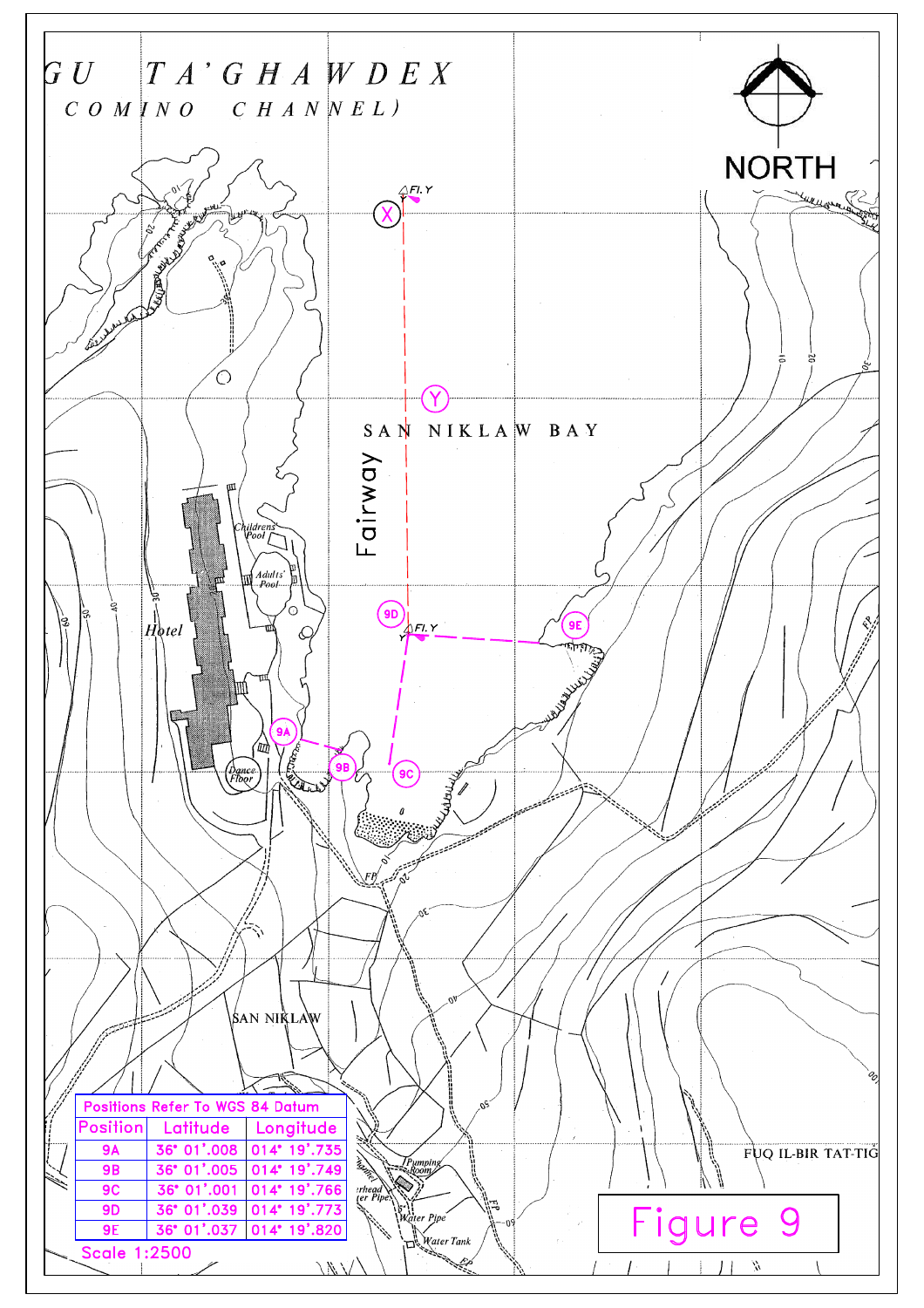GU TA'GHAWDEX
(COMINO CHANNEL)

NORTH

SAN NIKLAW BAY

Fairway

Hotel

SAN NIKLAW

FUQ IL-BIR TAT-TIG

| Positions Refer To WGS 84 Datum | | |
|---|---|---|
| Position | Latitude | Longitude |
| 9A | 36° 01'.008 | 014° 19'.735 |
| 9B | 36° 01'.005 | 014° 19'.749 |
| 9C | 36° 01'.001 | 014° 19'.766 |
| 9D | 36° 01'.039 | 014° 19'.773 |
| 9E | 36° 01'.037 | 014° 19'.820 |

Scale 1:2500

Figure 9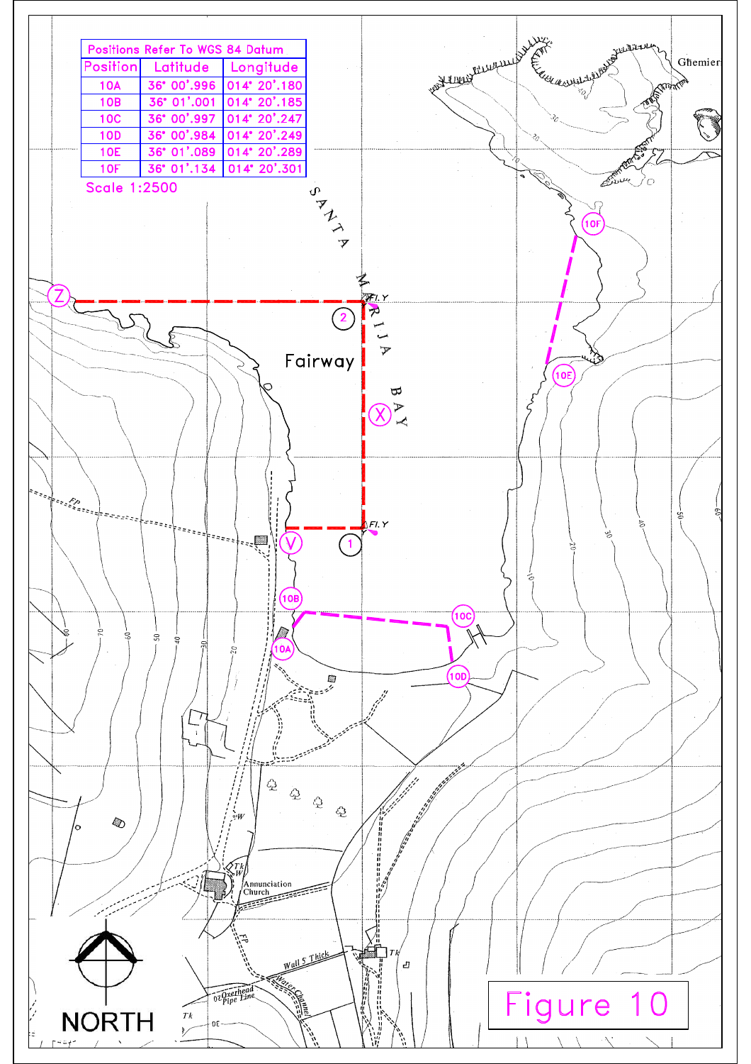| Positions Refer To WGS 84 Datum | | |
| --- | --- | --- |
| Position | Latitude | Longitude |
| 10A | 36° 00'.996 | 014° 20'.180 |
| 10B | 36° 01'.001 | 014° 20'.185 |
| 10C | 36° 00'.997 | 014° 20'.247 |
| 10D | 36° 00'.984 | 014° 20'.249 |
| 10E | 36° 01'.089 | 014° 20'.289 |
| 10F | 36° 01'.134 | 014° 20'.301 |

Scale 1:2500

SANTA MARIJA BAY

Fairway

Fl.Y

Għemieri

Annunciation Church

Wall 5' Thick

Water Channel

Overhead Pipe Line

NORTH

Figure 10